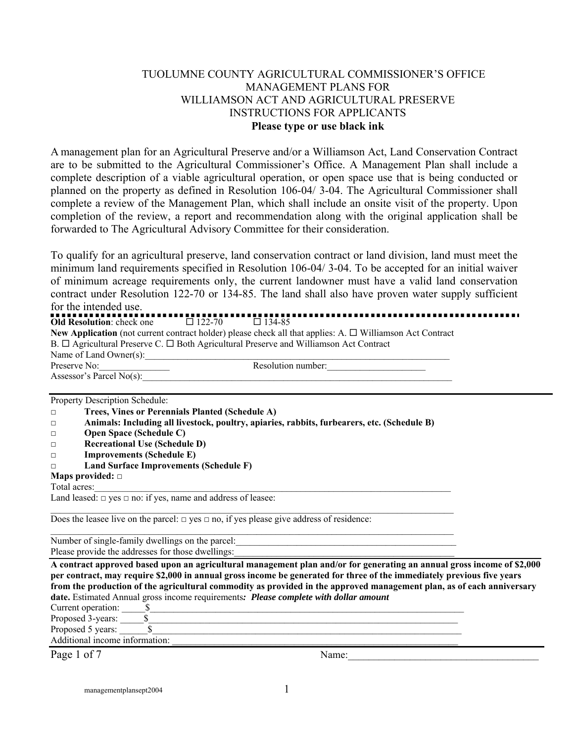# TUOLUMNE COUNTY AGRICULTURAL COMMISSIONER'S OFFICE
## MANAGEMENT PLANS FOR WILLIAMSON ACT AND AGRICULTURAL PRESERVE
## INSTRUCTIONS FOR APPLICANTS

**Please type or use black ink**

A management plan for an Agricultural Preserve and/or a Williamson Act, Land Conservation Contract are to be submitted to the Agricultural Commissioner's Office. A Management Plan shall include a complete description of a viable agricultural operation, or open space use that is being conducted or planned on the property as defined in Resolution 106-04/ 3-04. The Agricultural Commissioner shall complete a review of the Management Plan, which shall include an onsite visit of the property. Upon completion of the review, a report and recommendation along with the original application shall be forwarded to The Agricultural Advisory Committee for their consideration.

To qualify for an agricultural preserve, land conservation contract or land division, land must meet the minimum land requirements specified in Resolution 106-04/ 3-04. To be accepted for an initial waiver of minimum acreage requirements only, the current landowner must have a valid land conservation contract under Resolution 122-70 or 134-85. The land shall also have proven water supply sufficient for the intended use.

---

**Old Resolution**: check one ☐ 122-70 ☐ 134-85

**New Application** (not current contract holder) please check all that applies: A. ☐ Williamson Act Contract B. ☐ Agricultural Preserve C. ☐ Both Agricultural Preserve and Williamson Act Contract

Name of Land Owner(s):_______________________________________________________________

Preserve No:_______________ Resolution number:_____________________

Assessor's Parcel No(s):_______________________________________________________________

---

Property Description Schedule:

- ☐ **Trees, Vines or Perennials Planted (Schedule A)**
- ☐ **Animals: Including all livestock, poultry, apiaries, rabbits, furbearers, etc. (Schedule B)**
- ☐ **Open Space (Schedule C)**
- ☐ **Recreational Use (Schedule D)**
- ☐ **Improvements (Schedule E)**
- ☐ **Land Surface Improvements (Schedule F)**

**Maps provided:** ☐

Total acres:_______________________________________________________________

Land leased: ☐ yes ☐ no: if yes, name and address of leasee:

_______________________________________________________________

Does the leasee live on the parcel: ☐ yes ☐ no, if yes please give address of residence:

_______________________________________________________________

Number of single-family dwellings on the parcel:_______________________________________

Please provide the addresses for those dwellings:_______________________________________

---

**A contract approved based upon an agricultural management plan and/or for generating an annual gross income of $2,000 per contract, may require $2,000 in annual gross income be generated for three of the immediately previous five years from the production of the agricultural commodity as provided in the approved management plan, as of each anniversary date.** Estimated Annual gross income requirements***: Please complete with dollar amount***

Current operation: _____$_______________________________________________________________

Proposed 3-years: _____$_______________________________________________________________

Proposed 5 years: ______$_______________________________________________________________

Additional income information: _______________________________________________________

Name:_______________________________________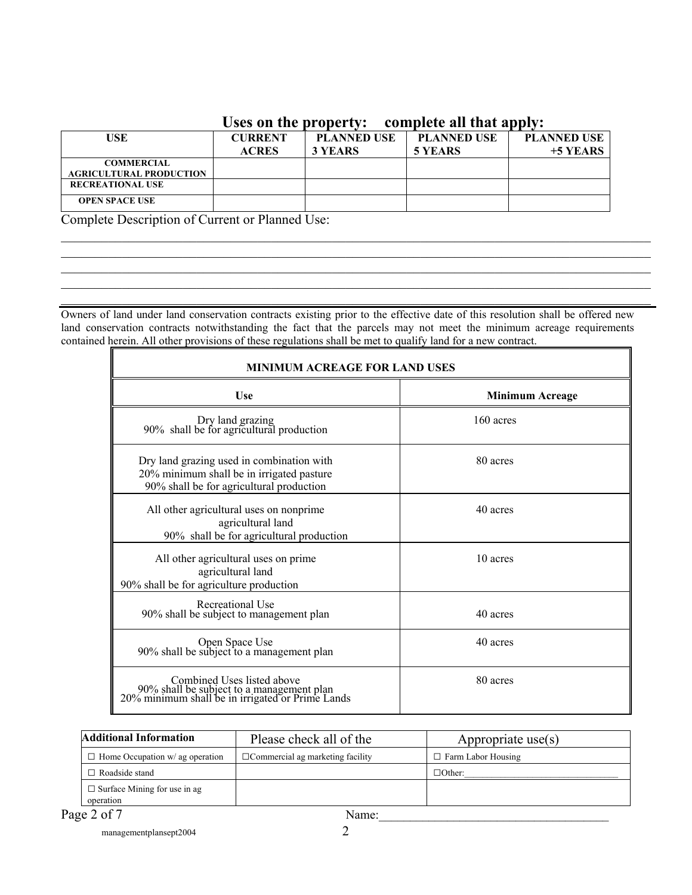## Uses on the property: complete all that apply:

| USE | CURRENT ACRES | PLANNED USE 3 YEARS | PLANNED USE 5 YEARS | PLANNED USE +5 YEARS |
|---|---|---|---|---|
| COMMERCIAL AGRICULTURAL PRODUCTION | | | | |
| RECREATIONAL USE | | | | |
| OPEN SPACE USE | | | | |

Complete Description of Current or Planned Use:

\_\_\_\_\_\_\_\_\_\_\_\_\_\_\_\_\_\_\_\_\_\_\_\_\_\_\_\_\_\_\_\_\_\_\_\_\_\_\_\_\_\_\_\_\_\_\_\_\_\_\_\_\_\_\_\_\_\_\_\_\_\_\_\_\_\_\_\_\_\_\_\_\_\_\_\_\_\_

\_\_\_\_\_\_\_\_\_\_\_\_\_\_\_\_\_\_\_\_\_\_\_\_\_\_\_\_\_\_\_\_\_\_\_\_\_\_\_\_\_\_\_\_\_\_\_\_\_\_\_\_\_\_\_\_\_\_\_\_\_\_\_\_\_\_\_\_\_\_\_\_\_\_\_\_\_\_

\_\_\_\_\_\_\_\_\_\_\_\_\_\_\_\_\_\_\_\_\_\_\_\_\_\_\_\_\_\_\_\_\_\_\_\_\_\_\_\_\_\_\_\_\_\_\_\_\_\_\_\_\_\_\_\_\_\_\_\_\_\_\_\_\_\_\_\_\_\_\_\_\_\_\_\_\_\_

\_\_\_\_\_\_\_\_\_\_\_\_\_\_\_\_\_\_\_\_\_\_\_\_\_\_\_\_\_\_\_\_\_\_\_\_\_\_\_\_\_\_\_\_\_\_\_\_\_\_\_\_\_\_\_\_\_\_\_\_\_\_\_\_\_\_\_\_\_\_\_\_\_\_\_\_\_\_

Owners of land under land conservation contracts existing prior to the effective date of this resolution shall be offered new land conservation contracts notwithstanding the fact that the parcels may not meet the minimum acreage requirements contained herein. All other provisions of these regulations shall be met to qualify land for a new contract.

| MINIMUM ACREAGE FOR LAND USES | |
|---|---|
| **Use** | **Minimum Acreage** |
| Dry land grazing<br>90% shall be for agricultural production | 160 acres |
| Dry land grazing used in combination with<br>20% minimum shall be in irrigated pasture<br>90% shall be for agricultural production | 80 acres |
| All other agricultural uses on nonprime agricultural land<br>90% shall be for agricultural production | 40 acres |
| All other agricultural uses on prime agricultural land<br>90% shall be for agriculture production | 10 acres |
| Recreational Use<br>90% shall be subject to management plan | 40 acres |
| Open Space Use<br>90% shall be subject to a management plan | 40 acres |
| Combined Uses listed above<br>90% shall be subject to a management plan<br>20% minimum shall be in irrigated or Prime Lands | 80 acres |

| **Additional Information** | Please check all of the | Appropriate use(s) |
|---|---|---|
| ☐ Home Occupation w/ ag operation | ☐Commercial ag marketing facility | ☐ Farm Labor Housing |
| ☐ Roadside stand | | ☐Other:\_\_\_\_\_\_\_\_\_\_\_\_\_\_\_\_\_\_\_\_\_\_\_\_ |
| ☐ Surface Mining for use in ag operation | | |

Name:\_\_\_\_\_\_\_\_\_\_\_\_\_\_\_\_\_\_\_\_\_\_\_\_\_\_\_\_\_\_\_\_\_\_\_

managementplansept2004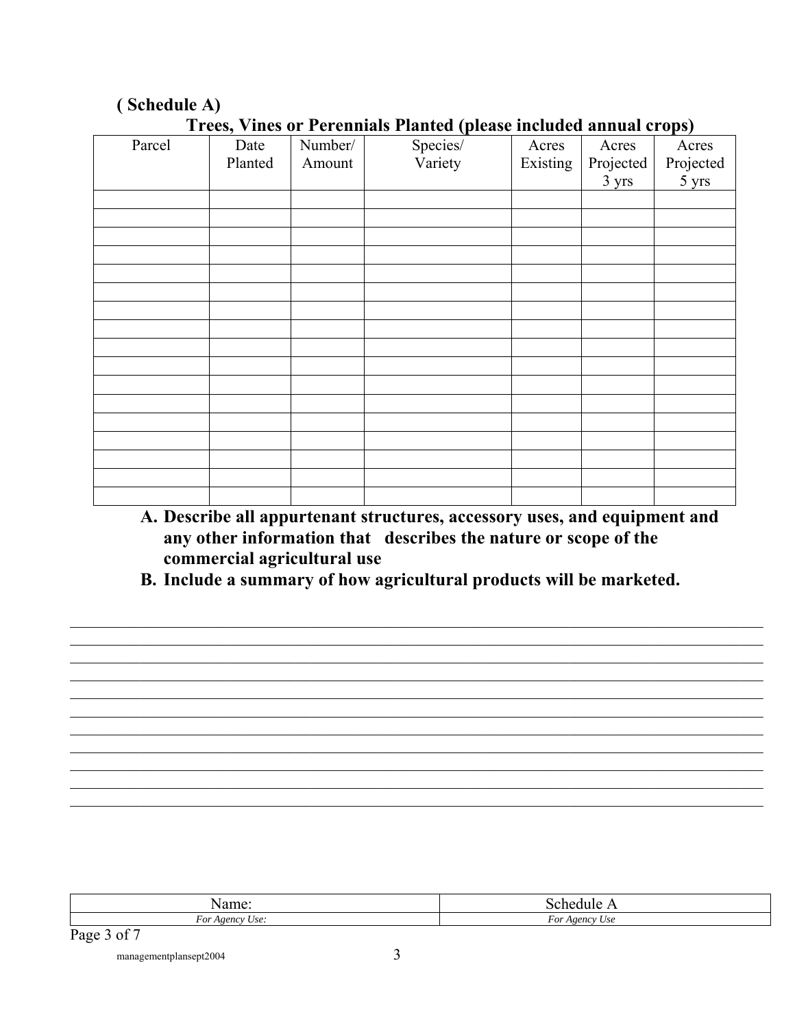**( Schedule A)**

**Trees, Vines or Perennials Planted (please included annual crops)**

| Parcel | Date Planted | Number/ Amount | Species/ Variety | Acres Existing | Acres Projected 3 yrs | Acres Projected 5 yrs |
|---|---|---|---|---|---|---|
| | | | | | | |
| | | | | | | |
| | | | | | | |
| | | | | | | |
| | | | | | | |
| | | | | | | |
| | | | | | | |
| | | | | | | |
| | | | | | | |
| | | | | | | |
| | | | | | | |
| | | | | | | |
| | | | | | | |
| | | | | | | |
| | | | | | | |
| | | | | | | |
| | | | | | | |

**A. Describe all appurtenant structures, accessory uses, and equipment and any other information that describes the nature or scope of the commercial agricultural use**

**B. Include a summary of how agricultural products will be marketed.**

______________________________________________________________________________

______________________________________________________________________________

______________________________________________________________________________

______________________________________________________________________________

______________________________________________________________________________

______________________________________________________________________________

______________________________________________________________________________

______________________________________________________________________________

______________________________________________________________________________

______________________________________________________________________________

| Name: | Schedule A |
|---|---|
| *For Agency Use:* | *For Agency Use* |

managementplansept2004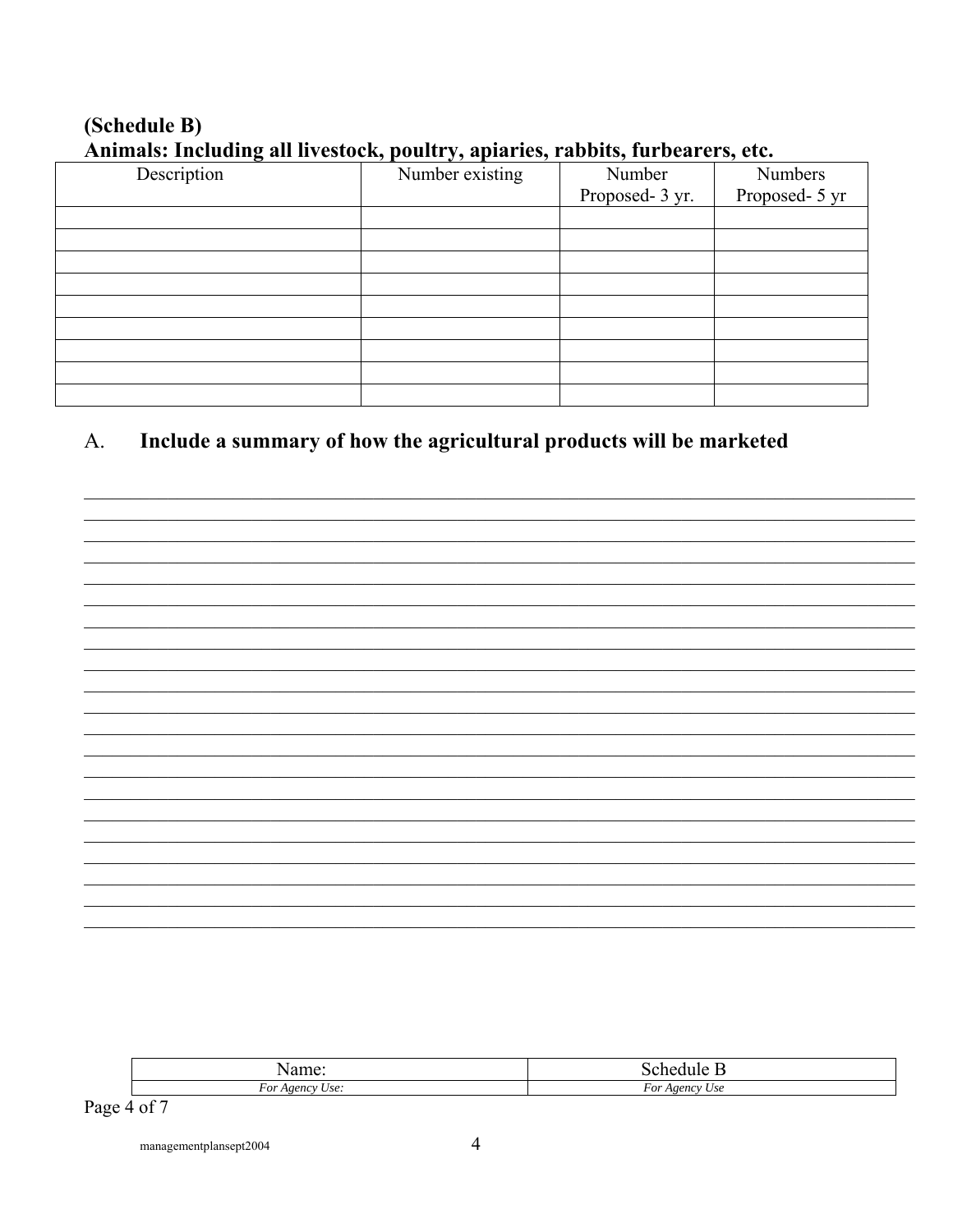**(Schedule B)**
**Animals: Including all livestock, poultry, apiaries, rabbits, furbearers, etc.**

| Description | Number existing | Number Proposed- 3 yr. | Numbers Proposed- 5 yr |
|---|---|---|---|
| | | | |
| | | | |
| | | | |
| | | | |
| | | | |
| | | | |
| | | | |
| | | | |
| | | | |

## A. Include a summary of how the agricultural products will be marketed

____________________________________________________________________________

____________________________________________________________________________

____________________________________________________________________________

____________________________________________________________________________

____________________________________________________________________________

____________________________________________________________________________

____________________________________________________________________________

____________________________________________________________________________

____________________________________________________________________________

____________________________________________________________________________

____________________________________________________________________________

____________________________________________________________________________

____________________________________________________________________________

____________________________________________________________________________

____________________________________________________________________________

____________________________________________________________________________

____________________________________________________________________________

____________________________________________________________________________

____________________________________________________________________________

____________________________________________________________________________

| Name: | Schedule B |
|---|---|
| *For Agency Use:* | *For Agency Use* |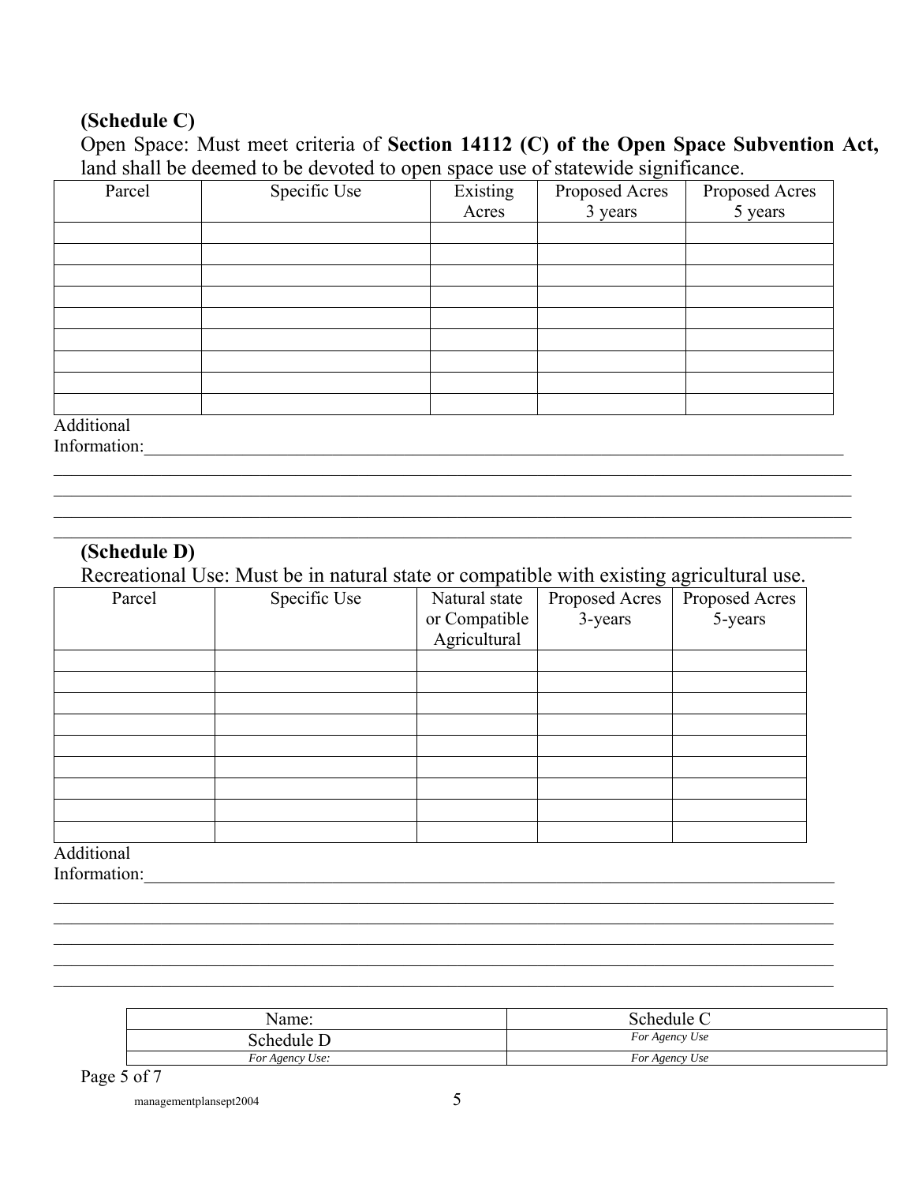**(Schedule C)**

Open Space: Must meet criteria of **Section 14112 (C) of the Open Space Subvention Act,** land shall be deemed to be devoted to open space use of statewide significance.

| Parcel | Specific Use | Existing Acres | Proposed Acres 3 years | Proposed Acres 5 years |
|---|---|---|---|---|
| | | | | |
| | | | | |
| | | | | |
| | | | | |
| | | | | |
| | | | | |
| | | | | |
| | | | | |
| | | | | |

Additional Information:___________________________________________________________________________

_____________________________________________________________________________________

_____________________________________________________________________________________

_____________________________________________________________________________________

_____________________________________________________________________________________

**(Schedule D)**

Recreational Use: Must be in natural state or compatible with existing agricultural use.

| Parcel | Specific Use | Natural state or Compatible Agricultural | Proposed Acres 3-years | Proposed Acres 5-years |
|---|---|---|---|---|
| | | | | |
| | | | | |
| | | | | |
| | | | | |
| | | | | |
| | | | | |
| | | | | |
| | | | | |
| | | | | |

Additional Information:___________________________________________________________________________

_____________________________________________________________________________________

_____________________________________________________________________________________

_____________________________________________________________________________________

_____________________________________________________________________________________

_____________________________________________________________________________________

| Name: | Schedule C |
|---|---|
| Schedule D | *For Agency Use* |
| *For Agency Use:* | *For Agency Use* |

managementplansept2004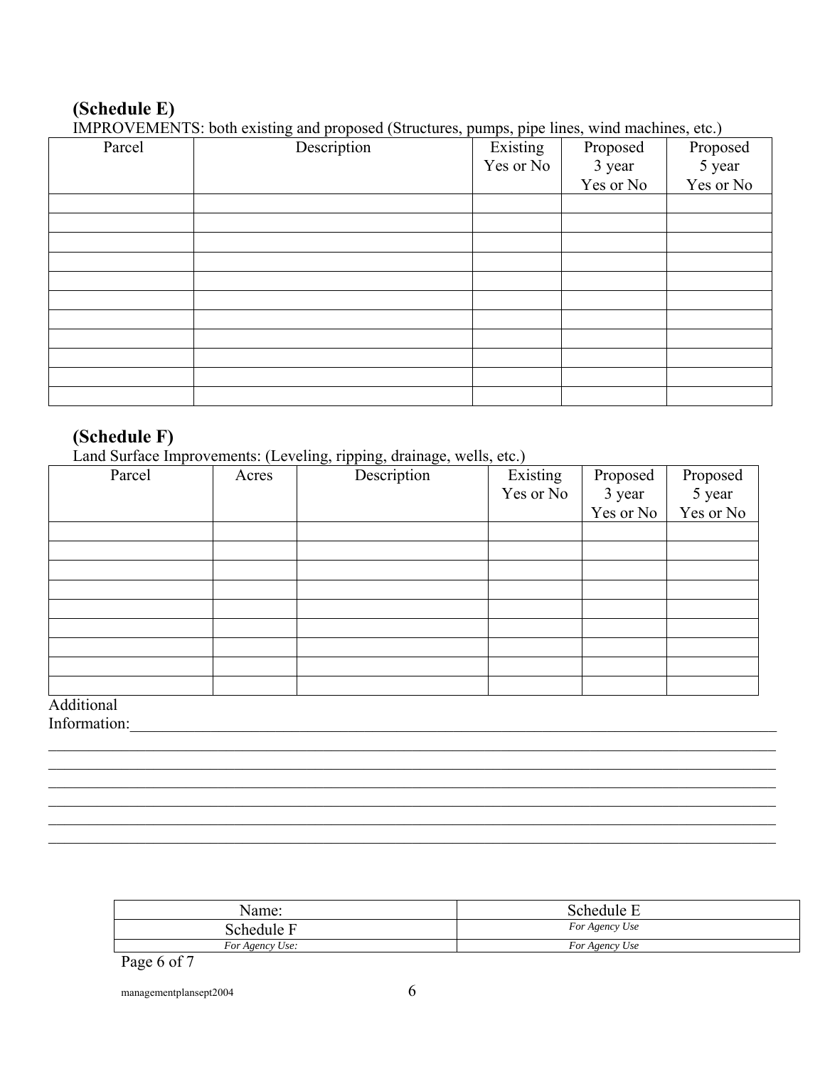**(Schedule E)**

IMPROVEMENTS: both existing and proposed (Structures, pumps, pipe lines, wind machines, etc.)

| Parcel | Description | Existing Yes or No | Proposed 3 year Yes or No | Proposed 5 year Yes or No |
|---|---|---|---|---|
| | | | | |
| | | | | |
| | | | | |
| | | | | |
| | | | | |
| | | | | |
| | | | | |
| | | | | |
| | | | | |
| | | | | |
| | | | | |

**(Schedule F)**

Land Surface Improvements: (Leveling, ripping, drainage, wells, etc.)

| Parcel | Acres | Description | Existing Yes or No | Proposed 3 year Yes or No | Proposed 5 year Yes or No |
|---|---|---|---|---|---|
| | | | | | |
| | | | | | |
| | | | | | |
| | | | | | |
| | | | | | |
| | | | | | |
| | | | | | |
| | | | | | |
| | | | | | |

Additional Information:\_\_\_\_\_\_\_\_\_\_\_\_\_\_\_\_\_\_\_\_\_\_\_\_\_\_\_\_\_\_\_\_\_\_\_\_\_\_\_\_\_\_\_\_\_\_\_\_\_\_\_\_\_\_\_\_\_\_\_\_\_\_\_\_

\_\_\_\_\_\_\_\_\_\_\_\_\_\_\_\_\_\_\_\_\_\_\_\_\_\_\_\_\_\_\_\_\_\_\_\_\_\_\_\_\_\_\_\_\_\_\_\_\_\_\_\_\_\_\_\_\_\_\_\_\_\_\_\_\_\_\_\_\_\_\_\_\_\_\_\_\_\_

\_\_\_\_\_\_\_\_\_\_\_\_\_\_\_\_\_\_\_\_\_\_\_\_\_\_\_\_\_\_\_\_\_\_\_\_\_\_\_\_\_\_\_\_\_\_\_\_\_\_\_\_\_\_\_\_\_\_\_\_\_\_\_\_\_\_\_\_\_\_\_\_\_\_\_\_\_\_

\_\_\_\_\_\_\_\_\_\_\_\_\_\_\_\_\_\_\_\_\_\_\_\_\_\_\_\_\_\_\_\_\_\_\_\_\_\_\_\_\_\_\_\_\_\_\_\_\_\_\_\_\_\_\_\_\_\_\_\_\_\_\_\_\_\_\_\_\_\_\_\_\_\_\_\_\_\_

\_\_\_\_\_\_\_\_\_\_\_\_\_\_\_\_\_\_\_\_\_\_\_\_\_\_\_\_\_\_\_\_\_\_\_\_\_\_\_\_\_\_\_\_\_\_\_\_\_\_\_\_\_\_\_\_\_\_\_\_\_\_\_\_\_\_\_\_\_\_\_\_\_\_\_\_\_\_

\_\_\_\_\_\_\_\_\_\_\_\_\_\_\_\_\_\_\_\_\_\_\_\_\_\_\_\_\_\_\_\_\_\_\_\_\_\_\_\_\_\_\_\_\_\_\_\_\_\_\_\_\_\_\_\_\_\_\_\_\_\_\_\_\_\_\_\_\_\_\_\_\_\_\_\_\_\_

\_\_\_\_\_\_\_\_\_\_\_\_\_\_\_\_\_\_\_\_\_\_\_\_\_\_\_\_\_\_\_\_\_\_\_\_\_\_\_\_\_\_\_\_\_\_\_\_\_\_\_\_\_\_\_\_\_\_\_\_\_\_\_\_\_\_\_\_\_\_\_\_\_\_\_\_\_\_

| Name: | Schedule E |
|---|---|
| Schedule F | *For Agency Use* |
| *For Agency Use:* | *For Agency Use* |

managementplansept2004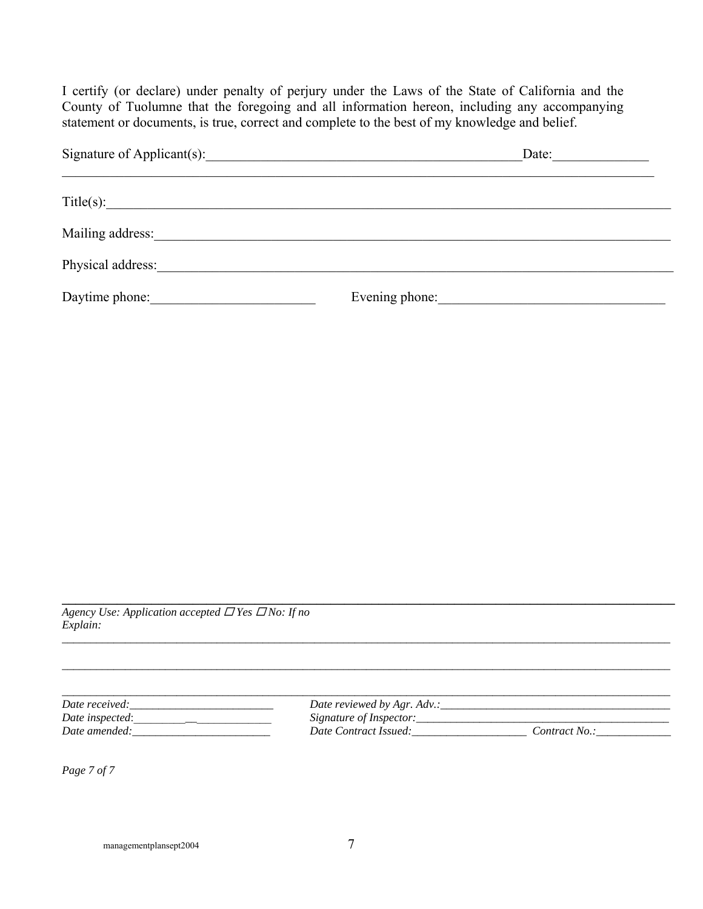I certify (or declare) under penalty of perjury under the Laws of the State of California and the County of Tuolumne that the foregoing and all information hereon, including any accompanying statement or documents, is true, correct and complete to the best of my knowledge and belief.

Signature of Applicant(s):_______________________________________________Date:______________

___________________________________________________________________________________

Title(s):___________________________________________________________________________

Mailing address:____________________________________________________________________

Physical address:___________________________________________________________________

Daytime phone:________________________ Evening phone:_________________________________

---

*Agency Use: Application accepted ☐ Yes ☐ No: If no Explain:*

___________________________________________________________________________________

___________________________________________________________________________________

___________________________________________________________________________________

*Date received:________________________* *Date reviewed by Agr. Adv.:______________________________________*

*Date inspected:_________________________* *Signature of Inspector:_________________________________________*

*Date amended:_________________________* *Date Contract Issued:___________________ Contract No.:____________*

managementplansept2004